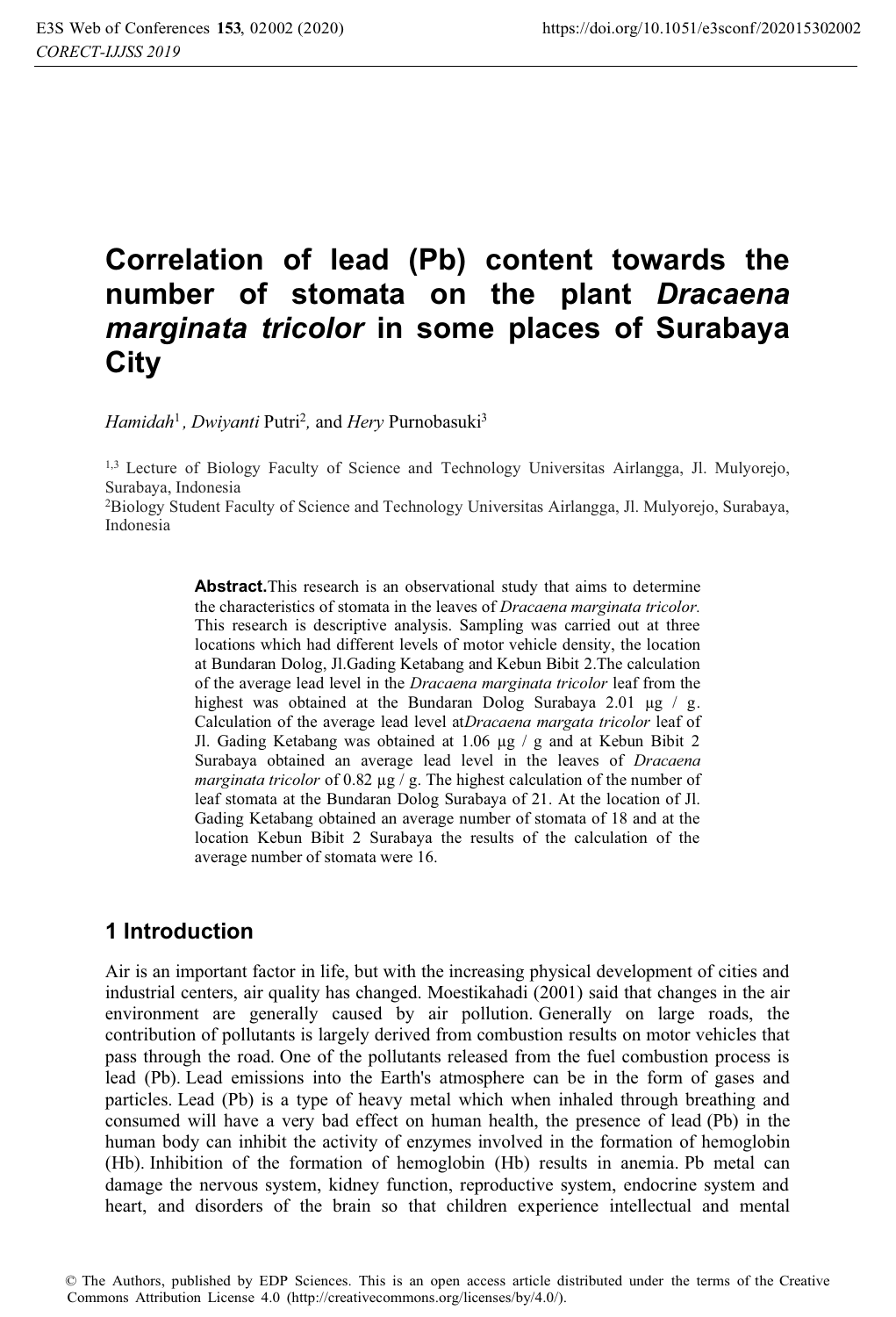# Correlation of lead (Pb) content towards the number of stomata on the plant *Dracaena marginata tricolor* in some places of Surabaya City

*Hamidah*[1], *Dwiyanti* Putri[2], and *Hery* Purnobasuki[3]

[1,3] Lecture of Biology Faculty of Science and Technology Universitas Airlangga, Jl. Mulyorejo, Surabaya, Indonesia
[2]Biology Student Faculty of Science and Technology Universitas Airlangga, Jl. Mulyorejo, Surabaya, Indonesia

**Abstract.**This research is an observational study that aims to determine the characteristics of stomata in the leaves of *Dracaena marginata tricolor*. This research is descriptive analysis. Sampling was carried out at three locations which had different levels of motor vehicle density, the location at Bundaran Dolog, Jl.Gading Ketabang and Kebun Bibit 2.The calculation of the average lead level in the *Dracaena marginata tricolor* leaf from the highest was obtained at the Bundaran Dolog Surabaya 2.01 μg / g. Calculation of the average lead level at*Dracaena margata tricolor* leaf of Jl. Gading Ketabang was obtained at 1.06 μg / g and at Kebun Bibit 2 Surabaya obtained an average lead level in the leaves of *Dracaena marginata tricolor* of 0.82 μg / g. The highest calculation of the number of leaf stomata at the Bundaran Dolog Surabaya of 21. At the location of Jl. Gading Ketabang obtained an average number of stomata of 18 and at the location Kebun Bibit 2 Surabaya the results of the calculation of the average number of stomata were 16.

## 1 Introduction

Air is an important factor in life, but with the increasing physical development of cities and industrial centers, air quality has changed. Moestikahadi (2001) said that changes in the air environment are generally caused by air pollution. Generally on large roads, the contribution of pollutants is largely derived from combustion results on motor vehicles that pass through the road. One of the pollutants released from the fuel combustion process is lead (Pb). Lead emissions into the Earth's atmosphere can be in the form of gases and particles. Lead (Pb) is a type of heavy metal which when inhaled through breathing and consumed will have a very bad effect on human health, the presence of lead (Pb) in the human body can inhibit the activity of enzymes involved in the formation of hemoglobin (Hb). Inhibition of the formation of hemoglobin (Hb) results in anemia. Pb metal can damage the nervous system, kidney function, reproductive system, endocrine system and heart, and disorders of the brain so that children experience intellectual and mental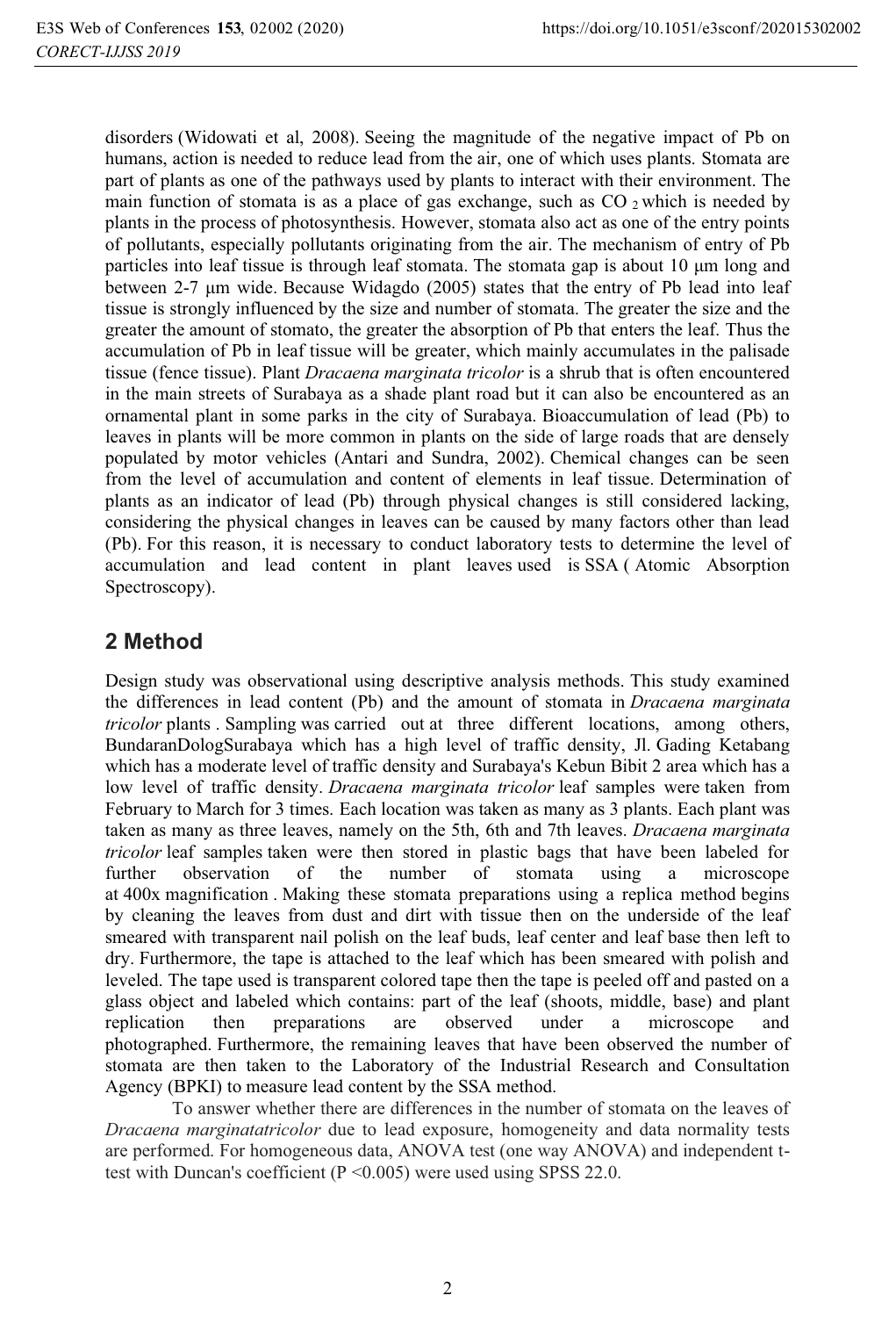disorders (Widowati et al, 2008). Seeing the magnitude of the negative impact of Pb on humans, action is needed to reduce lead from the air, one of which uses plants. Stomata are part of plants as one of the pathways used by plants to interact with their environment. The main function of stomata is as a place of gas exchange, such as $CO_2$ which is needed by plants in the process of photosynthesis. However, stomata also act as one of the entry points of pollutants, especially pollutants originating from the air. The mechanism of entry of Pb particles into leaf tissue is through leaf stomata. The stomata gap is about 10 μm long and between 2-7 μm wide. Because Widagdo (2005) states that the entry of Pb lead into leaf tissue is strongly influenced by the size and number of stomata. The greater the size and the greater the amount of stomato, the greater the absorption of Pb that enters the leaf. Thus the accumulation of Pb in leaf tissue will be greater, which mainly accumulates in the palisade tissue (fence tissue). Plant *Dracaena marginata tricolor* is a shrub that is often encountered in the main streets of Surabaya as a shade plant road but it can also be encountered as an ornamental plant in some parks in the city of Surabaya. Bioaccumulation of lead (Pb) to leaves in plants will be more common in plants on the side of large roads that are densely populated by motor vehicles (Antari and Sundra, 2002). Chemical changes can be seen from the level of accumulation and content of elements in leaf tissue. Determination of plants as an indicator of lead (Pb) through physical changes is still considered lacking, considering the physical changes in leaves can be caused by many factors other than lead (Pb). For this reason, it is necessary to conduct laboratory tests to determine the level of accumulation and lead content in plant leaves used is SSA ( Atomic Absorption Spectroscopy).

## 2 Method

Design study was observational using descriptive analysis methods. This study examined the differences in lead content (Pb) and the amount of stomata in *Dracaena marginata tricolor* plants . Sampling was carried out at three different locations, among others, BundaranDologSurabaya which has a high level of traffic density, Jl. Gading Ketabang which has a moderate level of traffic density and Surabaya's Kebun Bibit 2 area which has a low level of traffic density. *Dracaena marginata tricolor* leaf samples were taken from February to March for 3 times. Each location was taken as many as 3 plants. Each plant was taken as many as three leaves, namely on the 5th, 6th and 7th leaves. *Dracaena marginata tricolor* leaf samples taken were then stored in plastic bags that have been labeled for further observation of the number of stomata using a microscope at 400x magnification . Making these stomata preparations using a replica method begins by cleaning the leaves from dust and dirt with tissue then on the underside of the leaf smeared with transparent nail polish on the leaf buds, leaf center and leaf base then left to dry. Furthermore, the tape is attached to the leaf which has been smeared with polish and leveled. The tape used is transparent colored tape then the tape is peeled off and pasted on a glass object and labeled which contains: part of the leaf (shoots, middle, base) and plant replication then preparations are observed under a microscope and photographed. Furthermore, the remaining leaves that have been observed the number of stomata are then taken to the Laboratory of the Industrial Research and Consultation Agency (BPKI) to measure lead content by the SSA method.

To answer whether there are differences in the number of stomata on the leaves of *Dracaena marginatatricolor* due to lead exposure, homogeneity and data normality tests are performed. For homogeneous data, ANOVA test (one way ANOVA) and independent t-test with Duncan's coefficient ($P < 0.005$) were used using SPSS 22.0.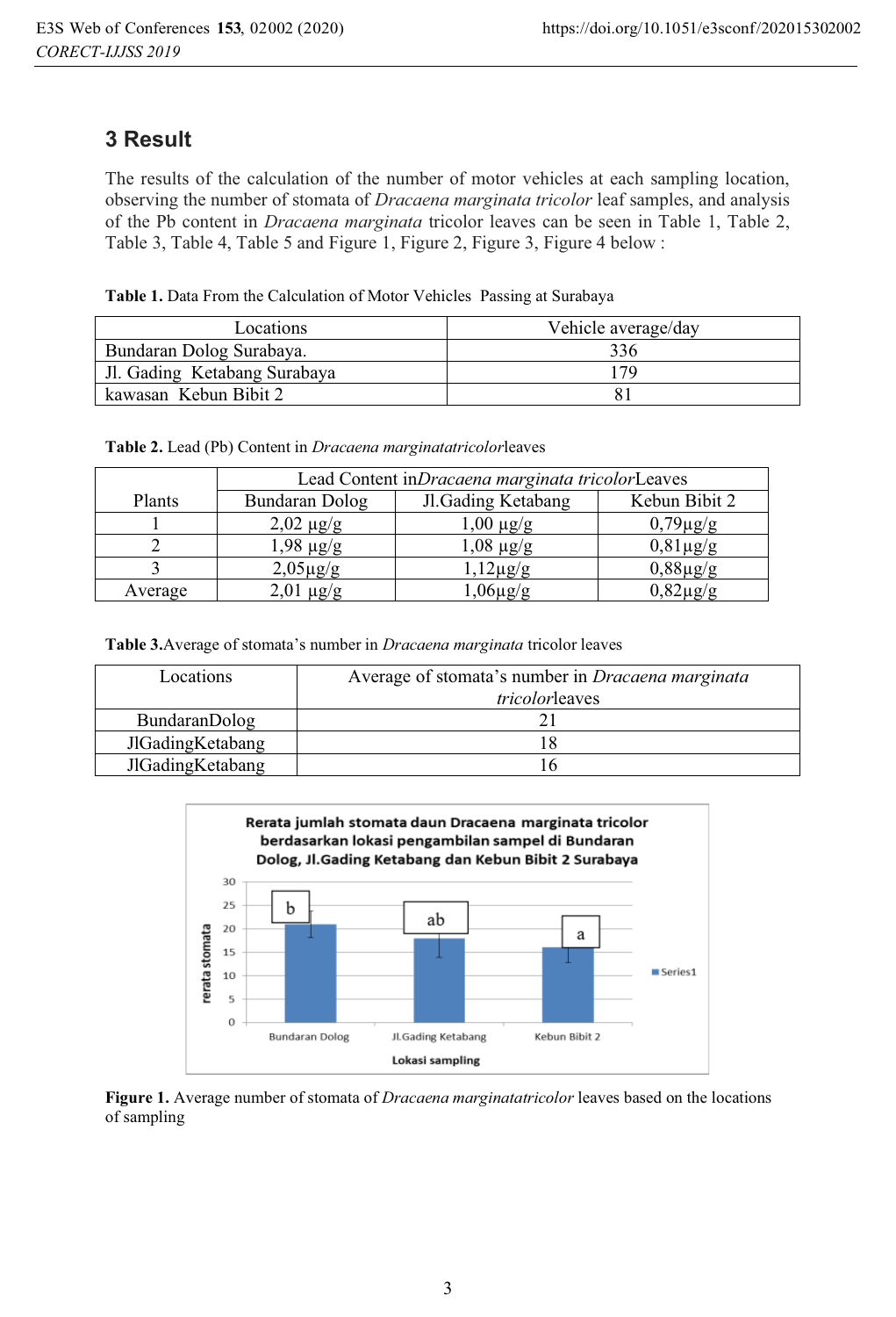## 3 Result

The results of the calculation of the number of motor vehicles at each sampling location, observing the number of stomata of *Dracaena marginata tricolor* leaf samples, and analysis of the Pb content in *Dracaena marginata* tricolor leaves can be seen in Table 1, Table 2, Table 3, Table 4, Table 5 and Figure 1, Figure 2, Figure 3, Figure 4 below :

**Table 1.** Data From the Calculation of Motor Vehicles Passing at Surabaya

| Locations | Vehicle average/day |
|---|---|
| Bundaran Dolog Surabaya. | 336 |
| Jl. Gading Ketabang Surabaya | 179 |
| kawasan Kebun Bibit 2 | 81 |

**Table 2.** Lead (Pb) Content in *Dracaena marginatatricolor*leaves

| Plants | Lead Content in*Dracaena marginata tricolor*Leaves | | |
|---|---|---|---|
| | Bundaran Dolog | Jl.Gading Ketabang | Kebun Bibit 2 |
| 1 | 2,02 μg/g | 1,00 μg/g | 0,79μg/g |
| 2 | 1,98 μg/g | 1,08 μg/g | 0,81μg/g |
| 3 | 2,05μg/g | 1,12μg/g | 0,88μg/g |
| Average | 2,01 μg/g | 1,06μg/g | 0,82μg/g |

**Table 3.**Average of stomata's number in *Dracaena marginata* tricolor leaves

| Locations | Average of stomata's number in *Dracaena marginata tricolor*leaves |
|---|---|
| BundaranDolog | 21 |
| JlGadingKetabang | 18 |
| JlGadingKetabang | 16 |

**Figure 1.** Average number of stomata of *Dracaena marginatatricolor* leaves based on the locations of sampling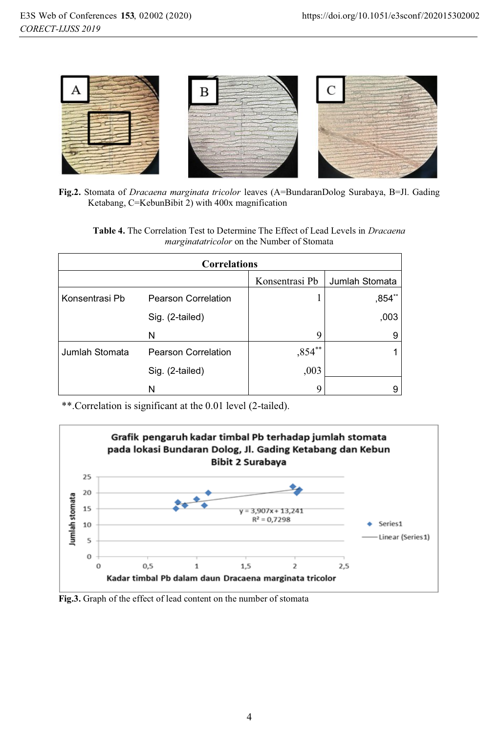**Fig.2.** Stomata of *Dracaena marginata tricolor* leaves (A=BundaranDolog Surabaya, B=Jl. Gading Ketabang, C=KebunBibit 2) with 400x magnification

**Table 4.** The Correlation Test to Determine The Effect of Lead Levels in *Dracaena marginatatricolor* on the Number of Stomata

| Correlations | | | |
|---|---|---|---|
| | | Konsentrasi Pb | Jumlah Stomata |
| Konsentrasi Pb | Pearson Correlation | 1 | ,854** |
| | Sig. (2-tailed) | | ,003 |
| | N | 9 | 9 |
| Jumlah Stomata | Pearson Correlation | ,854** | 1 |
| | Sig. (2-tailed) | ,003 | |
| | N | 9 | 9 |

**.Correlation is significant at the 0.01 level (2-tailed).

**Fig.3.** Graph of the effect of lead content on the number of stomata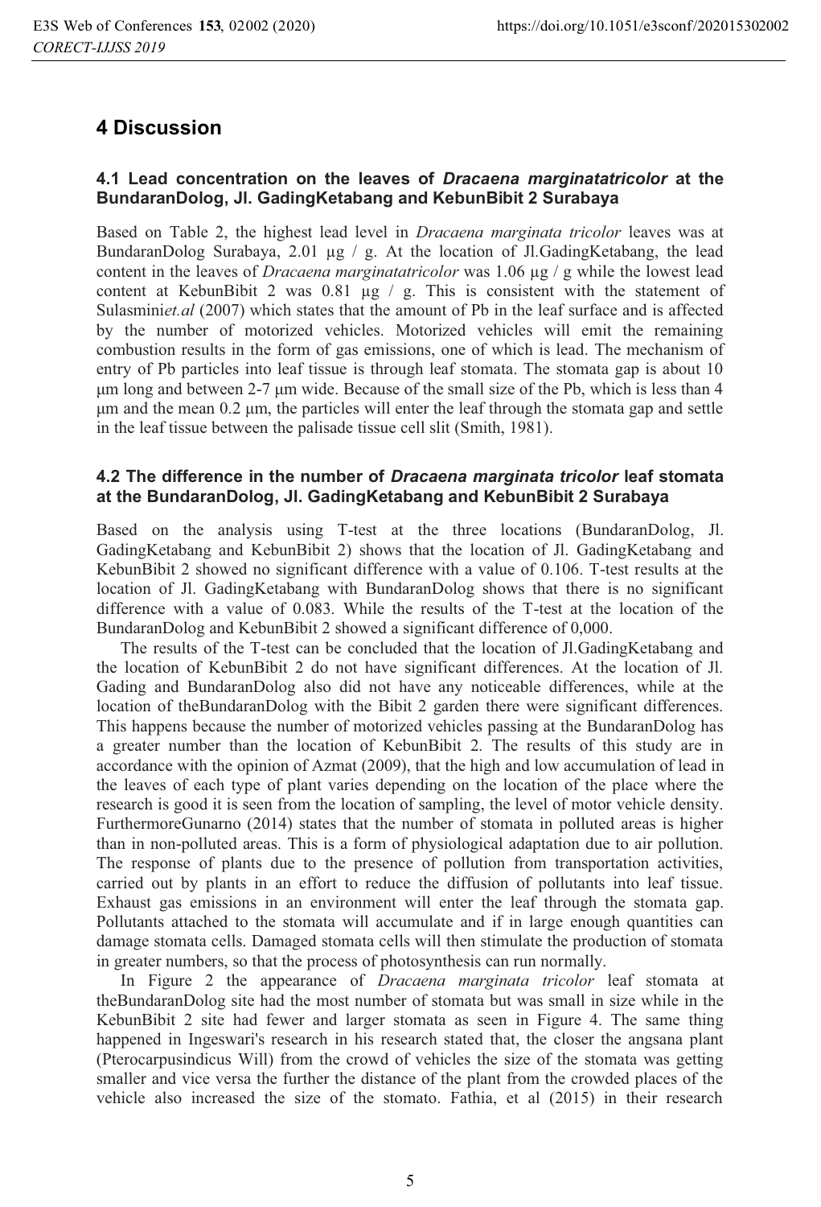# 4 Discussion

## 4.1 Lead concentration on the leaves of *Dracaena marginatatricolor* at the BundaranDolog, Jl. GadingKetabang and KebunBibit 2 Surabaya

Based on Table 2, the highest lead level in *Dracaena marginata tricolor* leaves was at BundaranDolog Surabaya, 2.01 µg / g. At the location of Jl.GadingKetabang, the lead content in the leaves of *Dracaena marginatatricolor* was 1.06 µg / g while the lowest lead content at KebunBibit 2 was 0.81 µg / g. This is consistent with the statement of Sulasmini*et.al* (2007) which states that the amount of Pb in the leaf surface and is affected by the number of motorized vehicles. Motorized vehicles will emit the remaining combustion results in the form of gas emissions, one of which is lead. The mechanism of entry of Pb particles into leaf tissue is through leaf stomata. The stomata gap is about 10 µm long and between 2-7 µm wide. Because of the small size of the Pb, which is less than 4 µm and the mean 0.2 µm, the particles will enter the leaf through the stomata gap and settle in the leaf tissue between the palisade tissue cell slit (Smith, 1981).

## 4.2 The difference in the number of *Dracaena marginata tricolor* leaf stomata at the BundaranDolog, Jl. GadingKetabang and KebunBibit 2 Surabaya

Based on the analysis using T-test at the three locations (BundaranDolog, Jl. GadingKetabang and KebunBibit 2) shows that the location of Jl. GadingKetabang and KebunBibit 2 showed no significant difference with a value of 0.106. T-test results at the location of Jl. GadingKetabang with BundaranDolog shows that there is no significant difference with a value of 0.083. While the results of the T-test at the location of the BundaranDolog and KebunBibit 2 showed a significant difference of 0,000.

The results of the T-test can be concluded that the location of Jl.GadingKetabang and the location of KebunBibit 2 do not have significant differences. At the location of Jl. Gading and BundaranDolog also did not have any noticeable differences, while at the location of theBundaranDolog with the Bibit 2 garden there were significant differences. This happens because the number of motorized vehicles passing at the BundaranDolog has a greater number than the location of KebunBibit 2. The results of this study are in accordance with the opinion of Azmat (2009), that the high and low accumulation of lead in the leaves of each type of plant varies depending on the location of the place where the research is good it is seen from the location of sampling, the level of motor vehicle density. FurthermoreGunarno (2014) states that the number of stomata in polluted areas is higher than in non-polluted areas. This is a form of physiological adaptation due to air pollution. The response of plants due to the presence of pollution from transportation activities, carried out by plants in an effort to reduce the diffusion of pollutants into leaf tissue. Exhaust gas emissions in an environment will enter the leaf through the stomata gap. Pollutants attached to the stomata will accumulate and if in large enough quantities can damage stomata cells. Damaged stomata cells will then stimulate the production of stomata in greater numbers, so that the process of photosynthesis can run normally.

In Figure 2 the appearance of *Dracaena marginata tricolor* leaf stomata at theBundaranDolog site had the most number of stomata but was small in size while in the KebunBibit 2 site had fewer and larger stomata as seen in Figure 4. The same thing happened in Ingeswari's research in his research stated that, the closer the angsana plant (Pterocarpusindicus Will) from the crowd of vehicles the size of the stomata was getting smaller and vice versa the further the distance of the plant from the crowded places of the vehicle also increased the size of the stomato. Fathia, et al (2015) in their research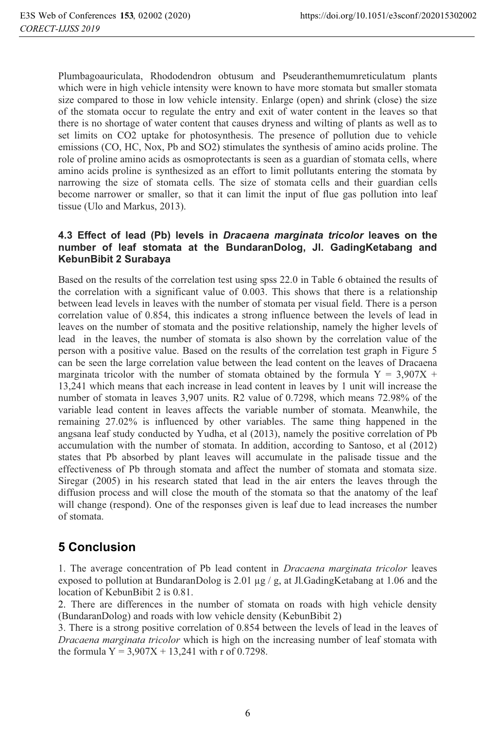Plumbagoauriculata, Rhododendron obtusum and Pseuderanthemumreticulatum plants which were in high vehicle intensity were known to have more stomata but smaller stomata size compared to those in low vehicle intensity. Enlarge (open) and shrink (close) the size of the stomata occur to regulate the entry and exit of water content in the leaves so that there is no shortage of water content that causes dryness and wilting of plants as well as to set limits on $CO_2$ uptake for photosynthesis. The presence of pollution due to vehicle emissions (CO, HC, Nox, Pb and $SO_2$) stimulates the synthesis of amino acids proline. The role of proline amino acids as osmoprotectants is seen as a guardian of stomata cells, where amino acids proline is synthesized as an effort to limit pollutants entering the stomata by narrowing the size of stomata cells. The size of stomata cells and their guardian cells become narrower or smaller, so that it can limit the input of flue gas pollution into leaf tissue (Ulo and Markus, 2013).

### 4.3 Effect of lead (Pb) levels in *Dracaena marginata tricolor* leaves on the number of leaf stomata at the BundaranDolog, Jl. GadingKetabang and KebunBibit 2 Surabaya

Based on the results of the correlation test using spss 22.0 in Table 6 obtained the results of the correlation with a significant value of 0.003. This shows that there is a relationship between lead levels in leaves with the number of stomata per visual field. There is a person correlation value of 0.854, this indicates a strong influence between the levels of lead in leaves on the number of stomata and the positive relationship, namely the higher levels of lead in the leaves, the number of stomata is also shown by the correlation value of the person with a positive value. Based on the results of the correlation test graph in Figure 5 can be seen the large correlation value between the lead content on the leaves of Dracaena marginata tricolor with the number of stomata obtained by the formula $Y = 3{,}907X + 13{,}241$ which means that each increase in lead content in leaves by 1 unit will increase the number of stomata in leaves 3,907 units. R2 value of 0.7298, which means 72.98% of the variable lead content in leaves affects the variable number of stomata. Meanwhile, the remaining 27.02% is influenced by other variables. The same thing happened in the angsana leaf study conducted by Yudha, et al (2013), namely the positive correlation of Pb accumulation with the number of stomata. In addition, according to Santoso, et al (2012) states that Pb absorbed by plant leaves will accumulate in the palisade tissue and the effectiveness of Pb through stomata and affect the number of stomata and stomata size. Siregar (2005) in his research stated that lead in the air enters the leaves through the diffusion process and will close the mouth of the stomata so that the anatomy of the leaf will change (respond). One of the responses given is leaf due to lead increases the number of stomata.

## 5 Conclusion

1. The average concentration of Pb lead content in *Dracaena marginata tricolor* leaves exposed to pollution at BundaranDolog is 2.01 µg / g, at Jl.GadingKetabang at 1.06 and the location of KebunBibit 2 is 0.81.
2. There are differences in the number of stomata on roads with high vehicle density (BundaranDolog) and roads with low vehicle density (KebunBibit 2)
3. There is a strong positive correlation of 0.854 between the levels of lead in the leaves of *Dracaena marginata tricolor* which is high on the increasing number of leaf stomata with the formula $Y = 3{,}907X + 13{,}241$ with r of 0.7298.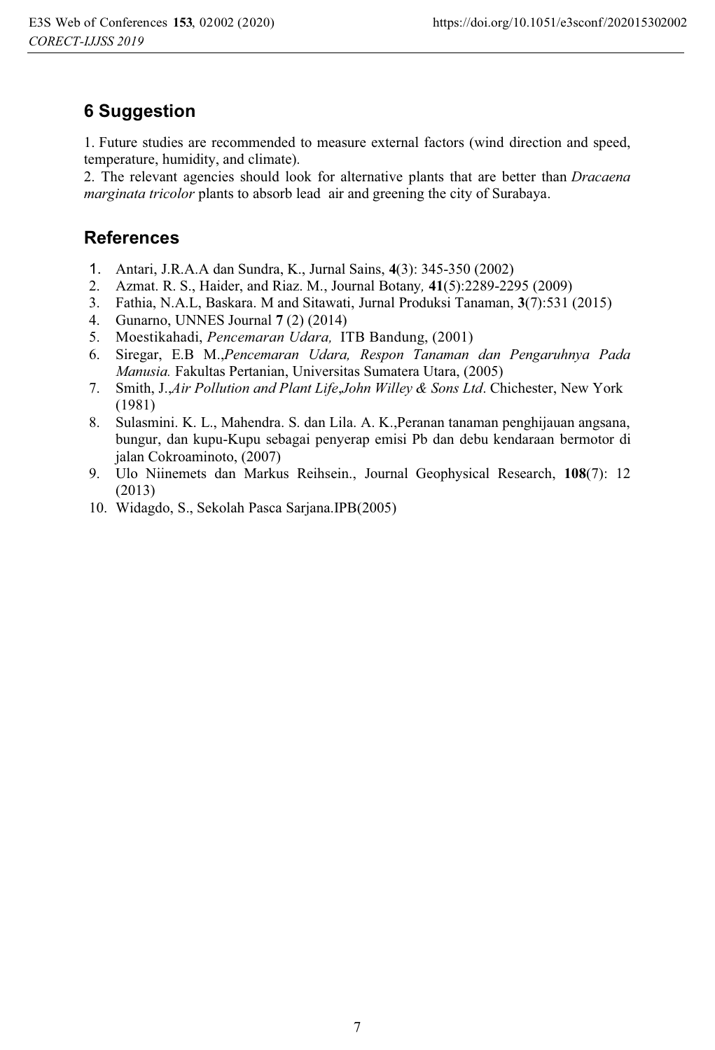## 6 Suggestion

1. Future studies are recommended to measure external factors (wind direction and speed, temperature, humidity, and climate).
2. The relevant agencies should look for alternative plants that are better than *Dracaena marginata tricolor* plants to absorb lead air and greening the city of Surabaya.

## References

1. Antari, J.R.A.A dan Sundra, K., Jurnal Sains, **4**(3): 345-350 (2002)
2. Azmat. R. S., Haider, and Riaz. M., Journal Botany*,* **41**(5):2289-2295 (2009)
3. Fathia, N.A.L, Baskara. M and Sitawati, Jurnal Produksi Tanaman, **3**(7):531 (2015)
4. Gunarno, UNNES Journal **7** (2) (2014)
5. Moestikahadi, *Pencemaran Udara,* ITB Bandung, (2001)
6. Siregar, E.B M.,*Pencemaran Udara, Respon Tanaman dan Pengaruhnya Pada Manusia.* Fakultas Pertanian, Universitas Sumatera Utara, (2005)
7. Smith, J.,*Air Pollution and Plant Life*,*John Willey & Sons Ltd*. Chichester, New York (1981)
8. Sulasmini. K. L., Mahendra. S. dan Lila. A. K.,Peranan tanaman penghijauan angsana, bungur, dan kupu-Kupu sebagai penyerap emisi Pb dan debu kendaraan bermotor di jalan Cokroaminoto, (2007)
9. Ulo Niinemets dan Markus Reihsein., Journal Geophysical Research, **108**(7): 12 (2013)
10. Widagdo, S., Sekolah Pasca Sarjana.IPB(2005)